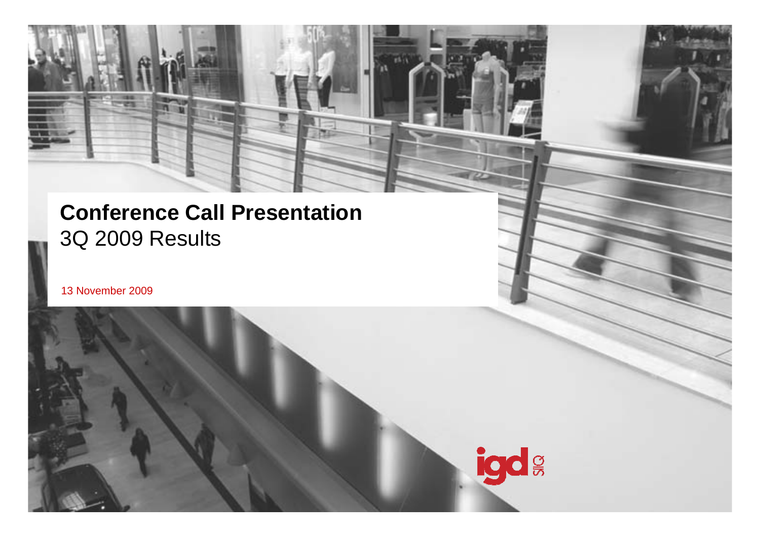# Conference Call Presentation

3Q 2009 Results

13 November 2009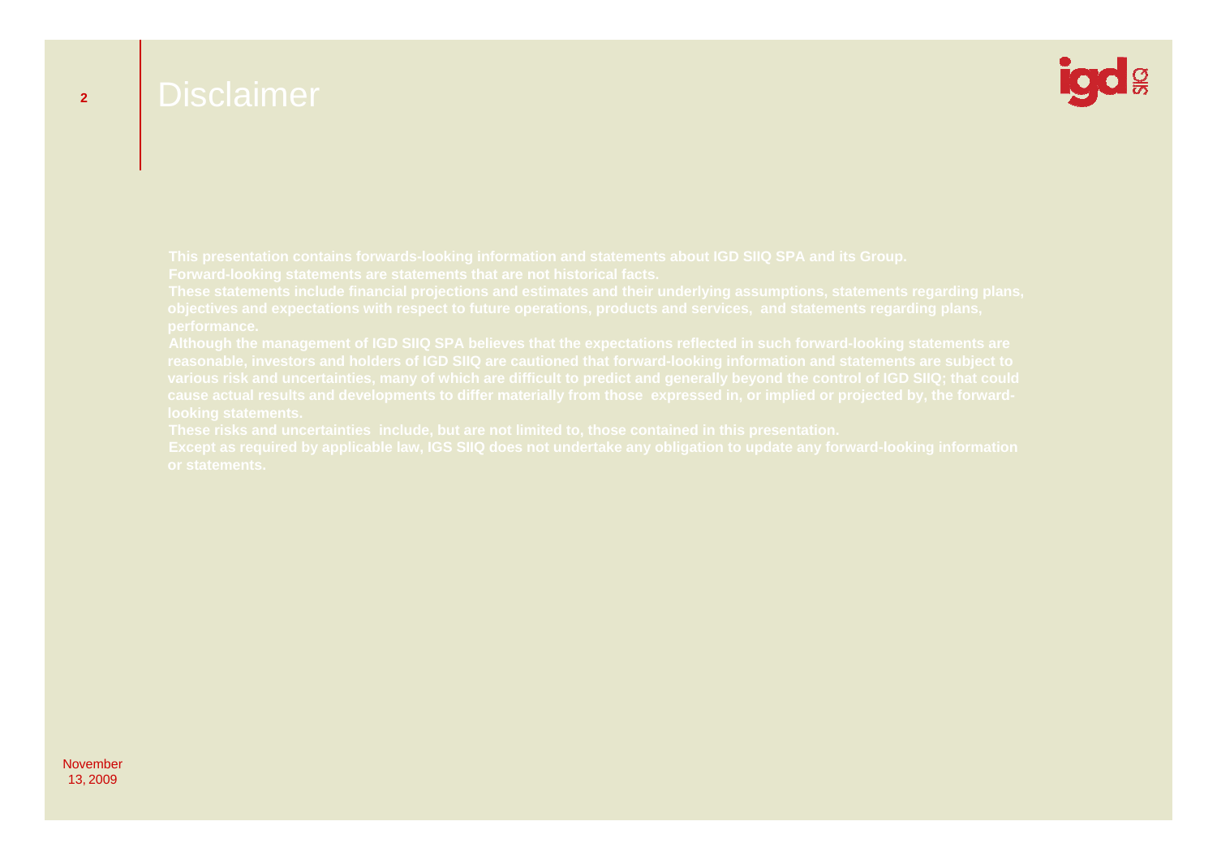# Disclaimer

**This presentation contains forwards-looking information and statements about IGD SIIQ SPA and its Group.**

**Forward-looking statements are statements that are not historical facts.**

**These statements include financial projections and estimates and their underlying assumptions, statements regarding plans, objectives and expectations with respect to future operations, products and services, and statements regarding plans, performance.**

**Although the management of IGD SIIQ SPA believes that the expectations reflected in such forward-looking statements are reasonable, investors and holders of IGD SIIQ are cautioned that forward-looking information and statements are subject to various risk and uncertainties, many of which are difficult to predict and generally beyond the control of IGD SIIQ; that could cause actual results and developments to differ materially from those expressed in, or implied or projected by, the forward-looking statements.**

**These risks and uncertainties include, but are not limited to, those contained in this presentation.**

**Except as required by applicable law, IGS SIIQ does not undertake any obligation to update any forward-looking information or statements.**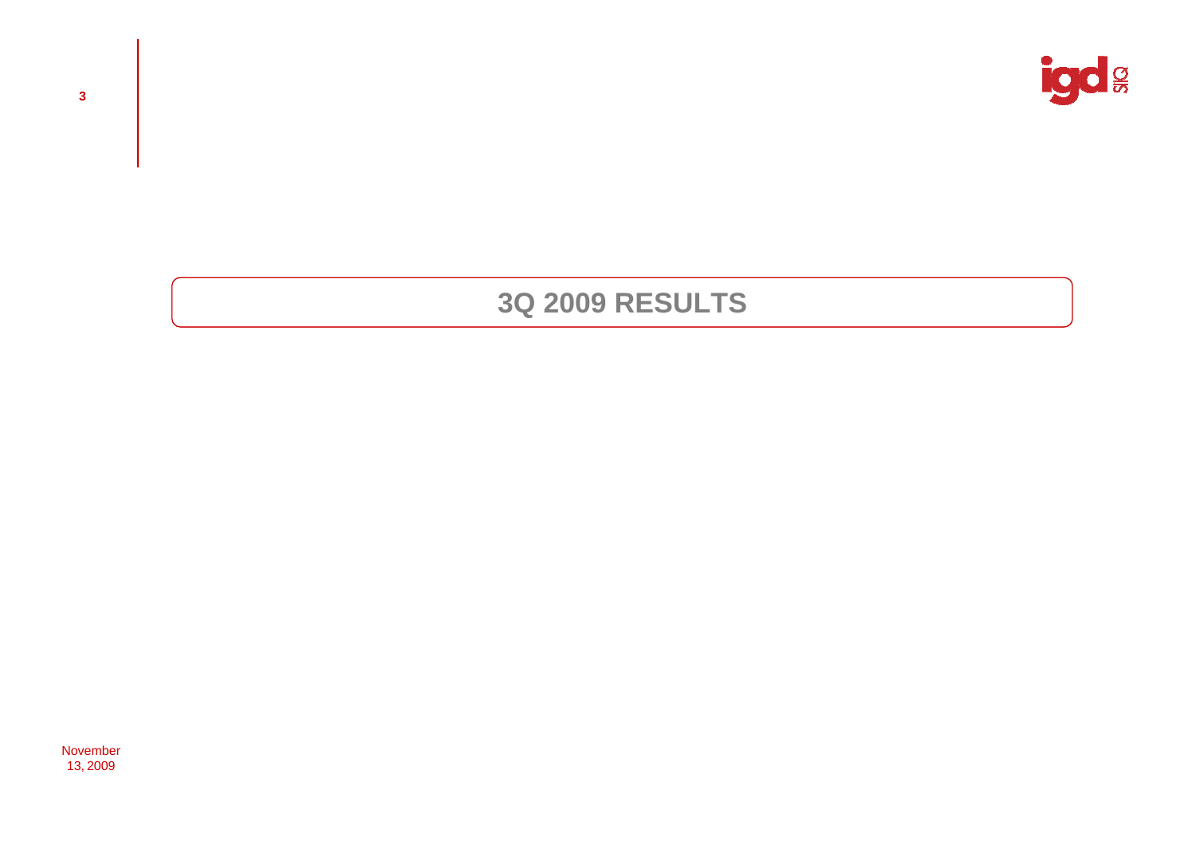# 3Q 2009 RESULTS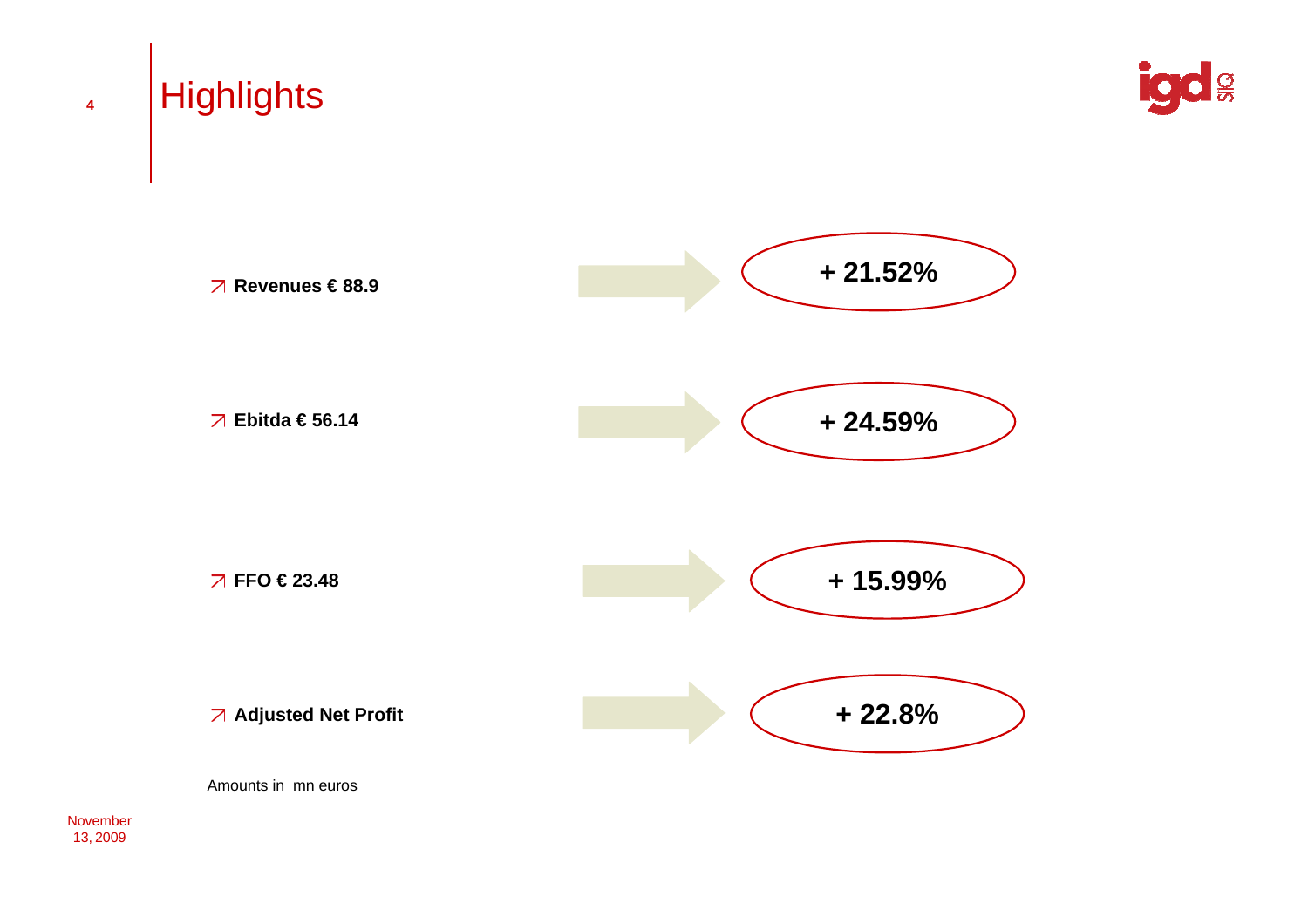# Highlights

- **Revenues € 88.9** → **+ 21.52%**
- **Ebitda € 56.14** → **+ 24.59%**
- **FFO € 23.48** → **+ 15.99%**
- **Adjusted Net Profit** → **+ 22.8%**

Amounts in mn euros

November 13, 2009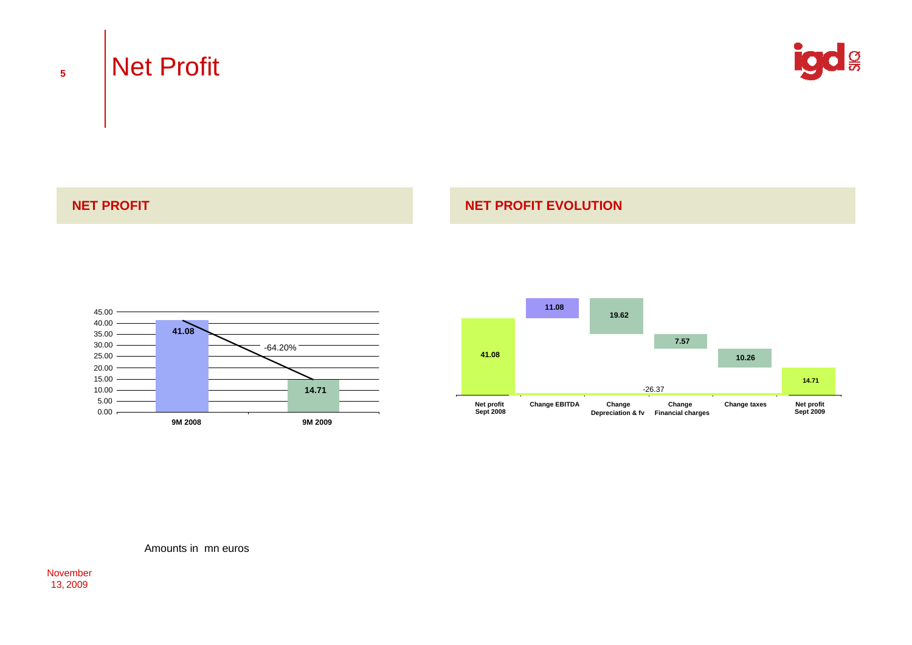# Net Profit

## NET PROFIT

| | 9M 2008 | 9M 2009 |
|---|---|---|
| Net profit | 41.08 | 14.71 |

Change: -64.20%

## NET PROFIT EVOLUTION

| Net profit Sept 2008 | Change EBITDA | Change Depreciation & fv | Change Financial charges | Change taxes | Net profit Sept 2009 |
|---|---|---|---|---|---|
| 41.08 | 11.08 | 19.62 | 7.57 | 10.26 | 14.71 |

-26.37

Amounts in mn euros

November 13, 2009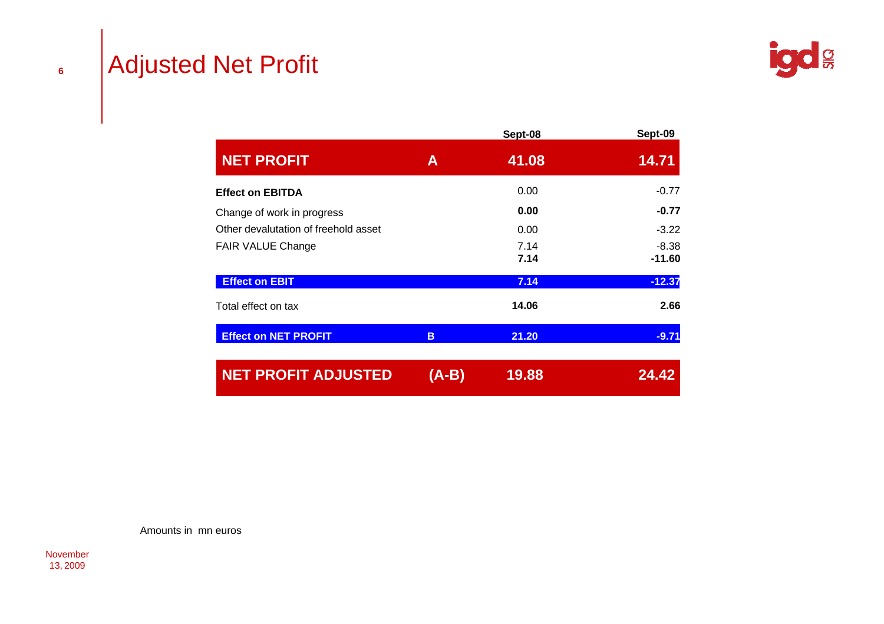# Adjusted Net Profit

| | | Sept-08 | Sept-09 |
|---|---|---|---|
| **NET PROFIT** | **A** | **41.08** | **14.71** |
| **Effect on EBITDA** | | 0.00 | -0.77 |
| Change of work in progress | | **0.00** | **-0.77** |
| Other devalutation of freehold asset | | 0.00 | -3.22 |
| FAIR VALUE Change | | 7.14 | -8.38 |
| | | **7.14** | **-11.60** |
| **Effect on EBIT** | | **7.14** | **-12.37** |
| Total effect on tax | | **14.06** | **2.66** |
| **Effect on NET PROFIT** | **B** | **21.20** | **-9.71** |
| **NET PROFIT ADJUSTED** | **(A-B)** | **19.88** | **24.42** |

Amounts in mn euros

November 13, 2009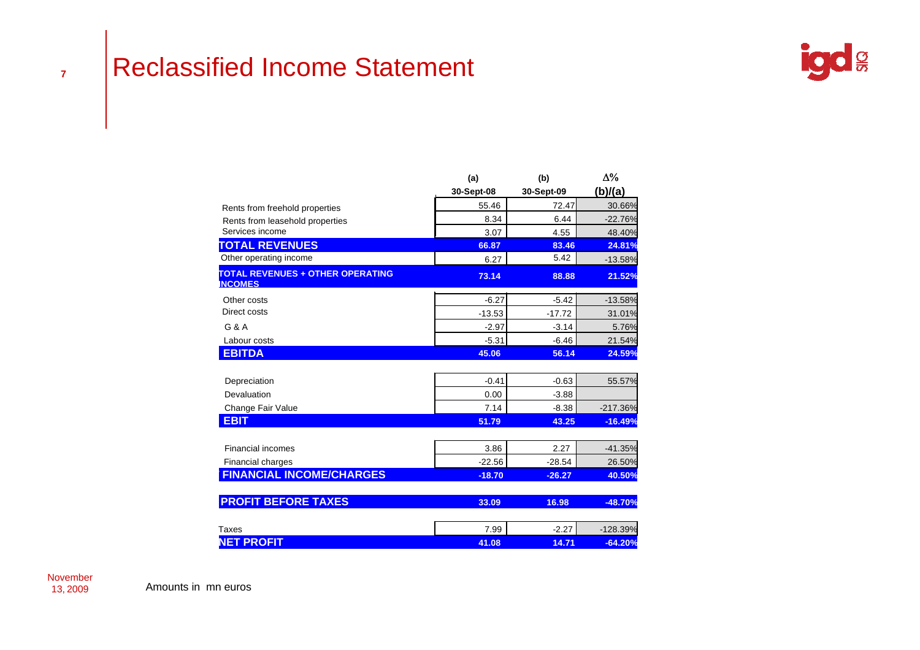# Reclassified Income Statement

| | (a) 30-Sept-08 | (b) 30-Sept-09 | Δ% (b)/(a) |
|---|---|---|---|
| Rents from freehold properties | 55.46 | 72.47 | 30.66% |
| Rents from leasehold properties | 8.34 | 6.44 | -22.76% |
| Services income | 3.07 | 4.55 | 48.40% |
| **TOTAL REVENUES** | **66.87** | **83.46** | **24.81%** |
| Other operating income | 6.27 | 5.42 | -13.58% |
| **TOTAL REVENUES + OTHER OPERATING INCOMES** | **73.14** | **88.88** | **21.52%** |
| Other costs | -6.27 | -5.42 | -13.58% |
| Direct costs | -13.53 | -17.72 | 31.01% |
| G & A | -2.97 | -3.14 | 5.76% |
| Labour costs | -5.31 | -6.46 | 21.54% |
| **EBITDA** | **45.06** | **56.14** | **24.59%** |
| Depreciation | -0.41 | -0.63 | 55.57% |
| Devaluation | 0.00 | -3.88 | |
| Change Fair Value | 7.14 | -8.38 | -217.36% |
| **EBIT** | **51.79** | **43.25** | **-16.49%** |
| Financial incomes | 3.86 | 2.27 | -41.35% |
| Financial charges | -22.56 | -28.54 | 26.50% |
| **FINANCIAL INCOME/CHARGES** | **-18.70** | **-26.27** | **40.50%** |
| **PROFIT BEFORE TAXES** | **33.09** | **16.98** | **-48.70%** |
| Taxes | 7.99 | -2.27 | -128.39% |
| **NET PROFIT** | **41.08** | **14.71** | **-64.20%** |

Amounts in mn euros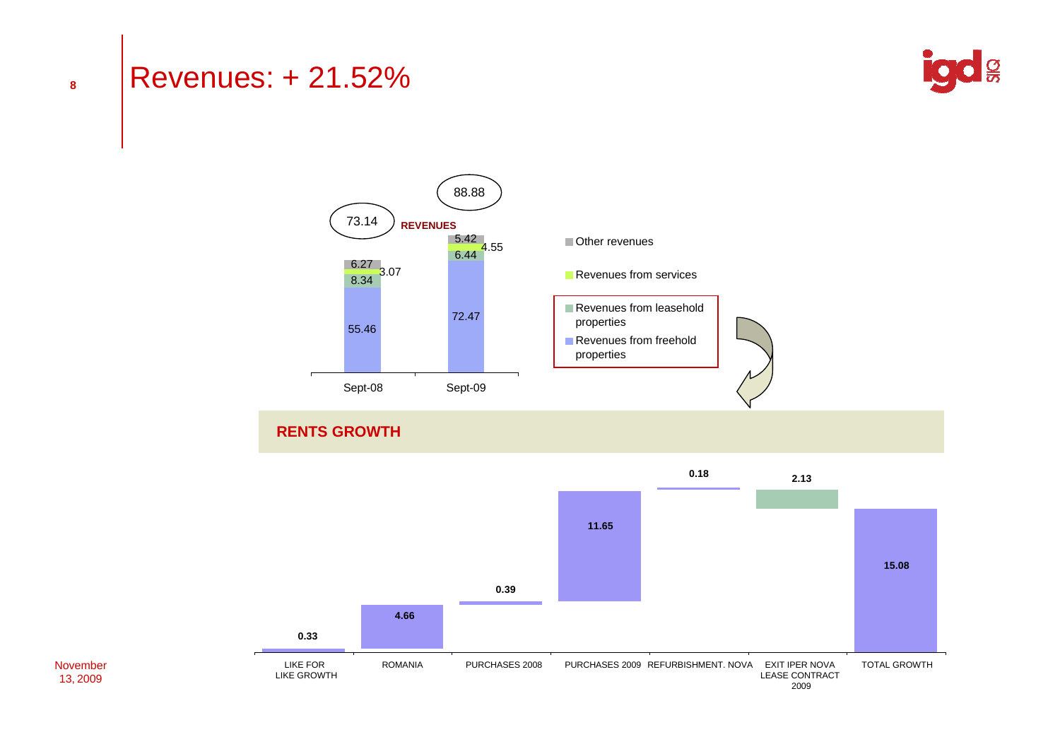# Revenues: + 21.52%

**REVENUES**

| | Sept-08 | Sept-09 |
|---|---|---|
| Revenues from freehold properties | 55.46 | 72.47 |
| Revenues from leasehold properties | 8.34 | 6.44 |
| Revenues from services | 3.07 | 4.55 |
| Other revenues | 6.27 | 5.42 |
| **Total** | **73.14** | **88.88** |

## RENTS GROWTH

| LIKE FOR LIKE GROWTH | ROMANIA | PURCHASES 2008 | PURCHASES 2009 | REFURBISHMENT. NOVA | EXIT IPER NOVA LEASE CONTRACT 2009 | TOTAL GROWTH |
|---|---|---|---|---|---|---|
| 0.33 | 4.66 | 0.39 | 11.65 | 0.18 | 2.13 | 15.08 |

November 13, 2009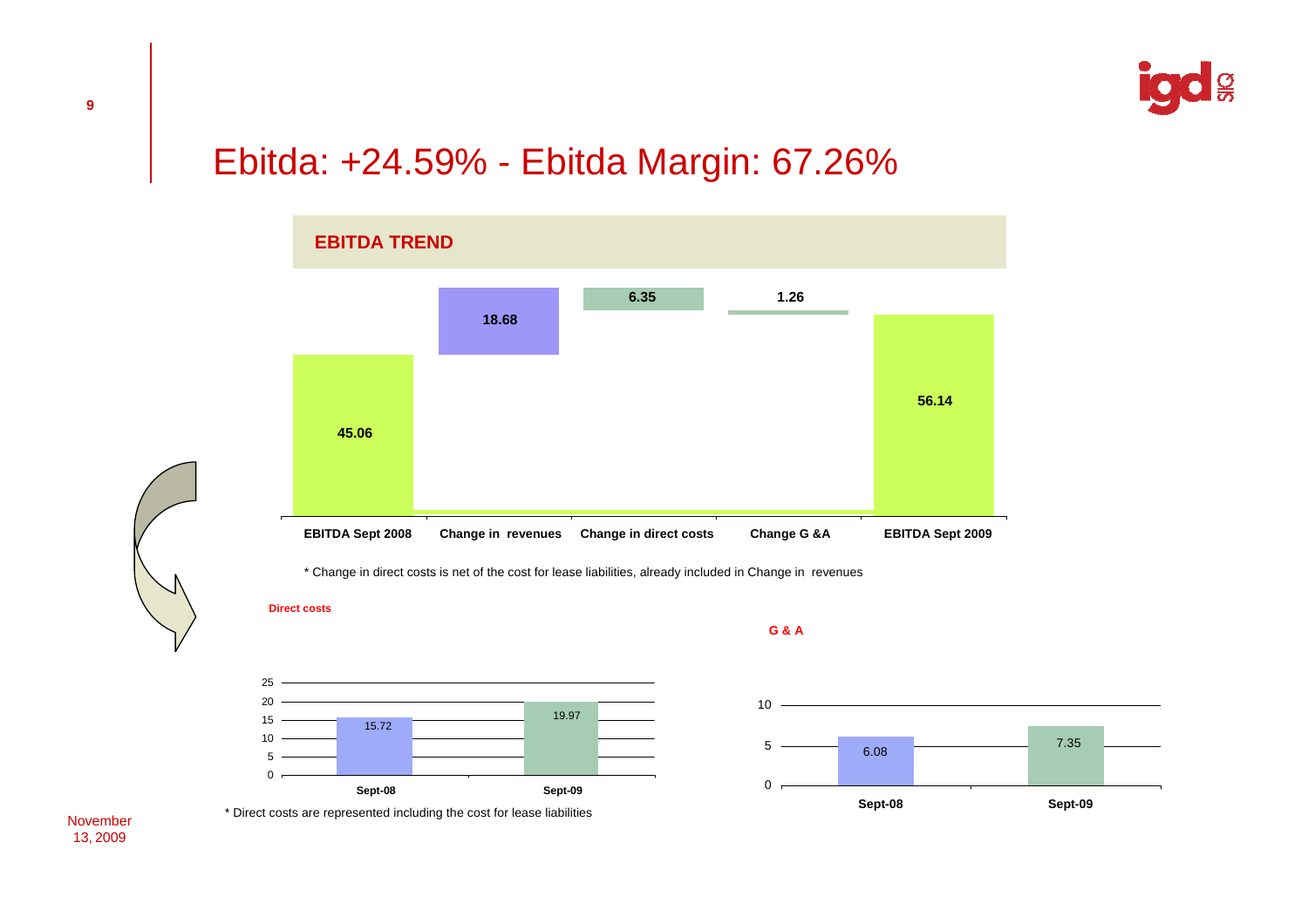# Ebitda: +24.59% - Ebitda Margin: 67.26%

## EBITDA TREND

| EBITDA Sept 2008 | Change in revenues | Change in direct costs | Change G &A | EBITDA Sept 2009 |
|---|---|---|---|---|
| 45.06 | 18.68 | 6.35 | 1.26 | 56.14 |

\* Change in direct costs is net of the cost for lease liabilities, already included in Change in revenues

**Direct costs**

| | Sept-08 | Sept-09 |
|---|---|---|
| Direct costs | 15.72 | 19.97 |

\* Direct costs are represented including the cost for lease liabilities

**G & A**

| | Sept-08 | Sept-09 |
|---|---|---|
| G & A | 6.08 | 7.35 |

November 13, 2009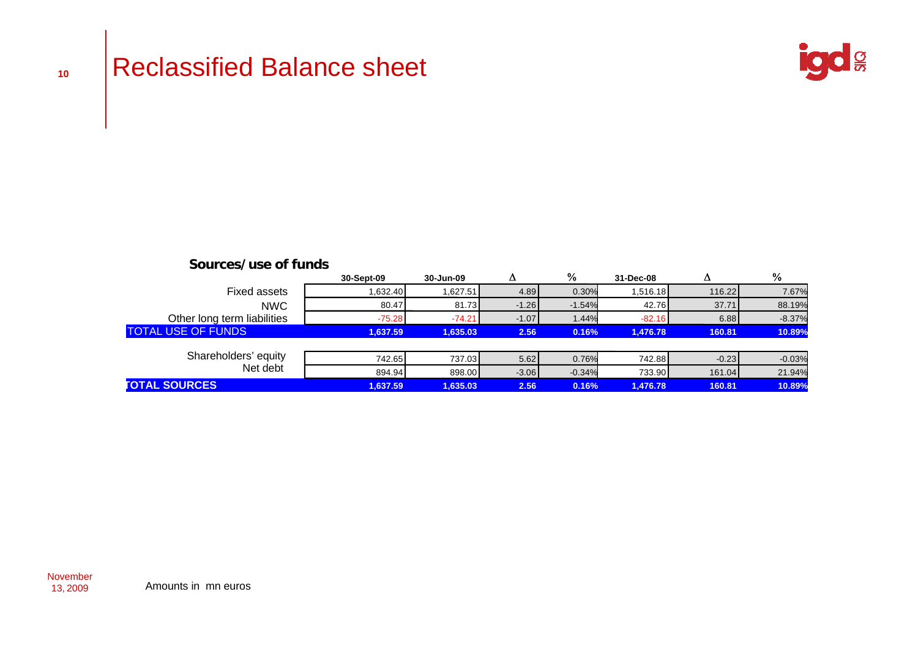# Reclassified Balance sheet

**Sources/use of funds**

| | 30-Sept-09 | 30-Jun-09 | Δ | % | 31-Dec-08 | Δ | % |
|---|---|---|---|---|---|---|---|
| Fixed assets | 1,632.40 | 1,627.51 | 4.89 | 0.30% | 1,516.18 | 116.22 | 7.67% |
| NWC | 80.47 | 81.73 | -1.26 | -1.54% | 42.76 | 37.71 | 88.19% |
| Other long term liabilities | -75.28 | -74.21 | -1.07 | 1.44% | -82.16 | 6.88 | -8.37% |
| **TOTAL USE OF FUNDS** | **1,637.59** | **1,635.03** | **2.56** | **0.16%** | **1,476.78** | **160.81** | **10.89%** |
| | | | | | | | |
| Shareholders' equity | 742.65 | 737.03 | 5.62 | 0.76% | 742.88 | -0.23 | -0.03% |
| Net debt | 894.94 | 898.00 | -3.06 | -0.34% | 733.90 | 161.04 | 21.94% |
| **TOTAL SOURCES** | **1,637.59** | **1,635.03** | **2.56** | **0.16%** | **1,476.78** | **160.81** | **10.89%** |

November 13, 2009

Amounts in mn euros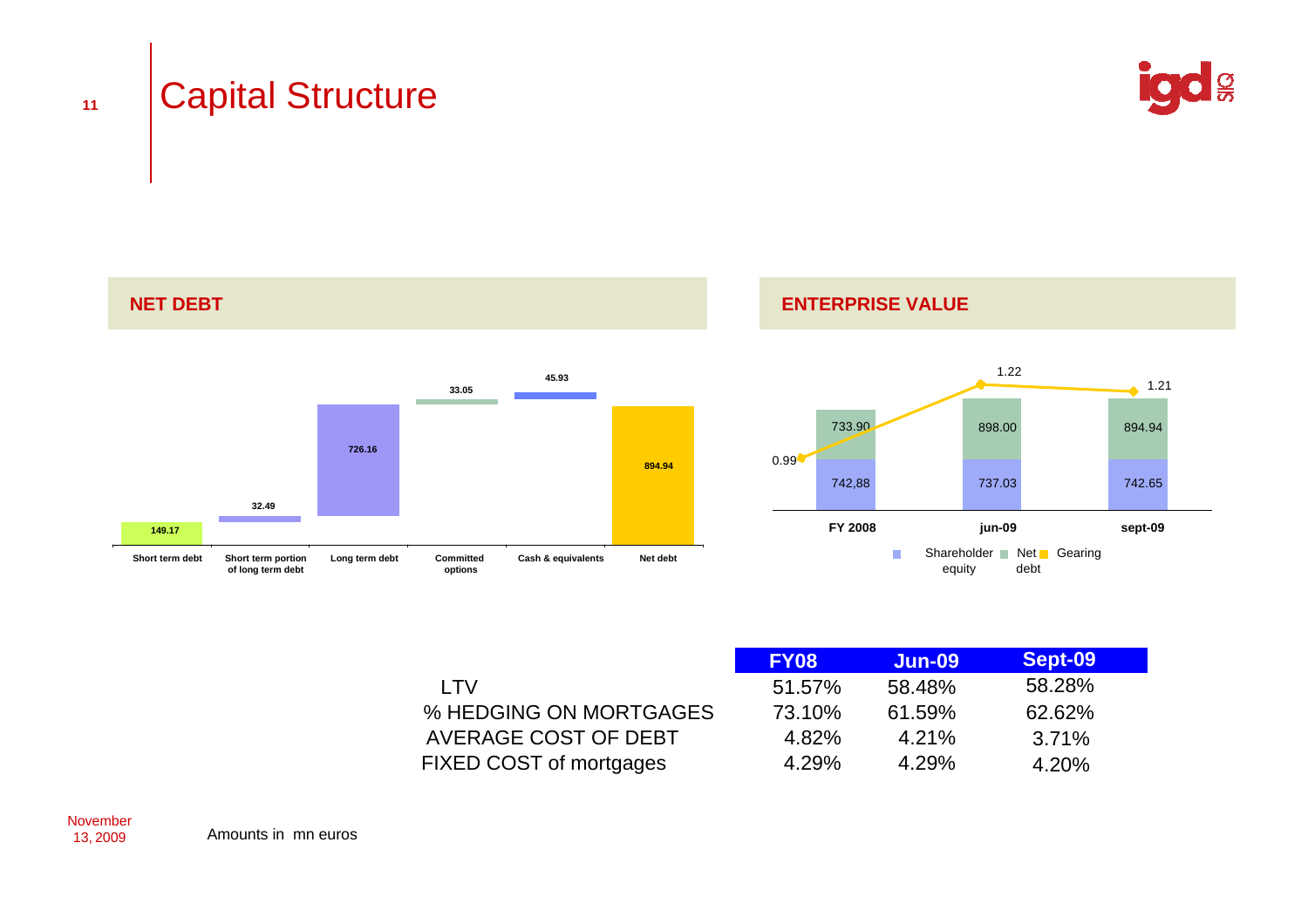# Capital Structure

## NET DEBT

| Short term debt | Short term portion of long term debt | Long term debt | Committed options | Cash & equivalents | Net debt |
|---|---|---|---|---|---|
| 149.17 | 32.49 | 726.16 | 33.05 | 45.93 | 894.94 |

## ENTERPRISE VALUE

| | FY 2008 | jun-09 | sept-09 |
|---|---|---|---|
| Shareholder equity | 742,88 | 737.03 | 742.65 |
| Net debt | 733.90 | 898.00 | 894.94 |
| Gearing | 0.99 | 1.22 | 1.21 |

| | FY08 | Jun-09 | Sept-09 |
|---|---|---|---|
| LTV | 51.57% | 58.48% | 58.28% |
| % HEDGING ON MORTGAGES | 73.10% | 61.59% | 62.62% |
| AVERAGE COST OF DEBT | 4.82% | 4.21% | 3.71% |
| FIXED COST of mortgages | 4.29% | 4.29% | 4.20% |

November 13, 2009

Amounts in mn euros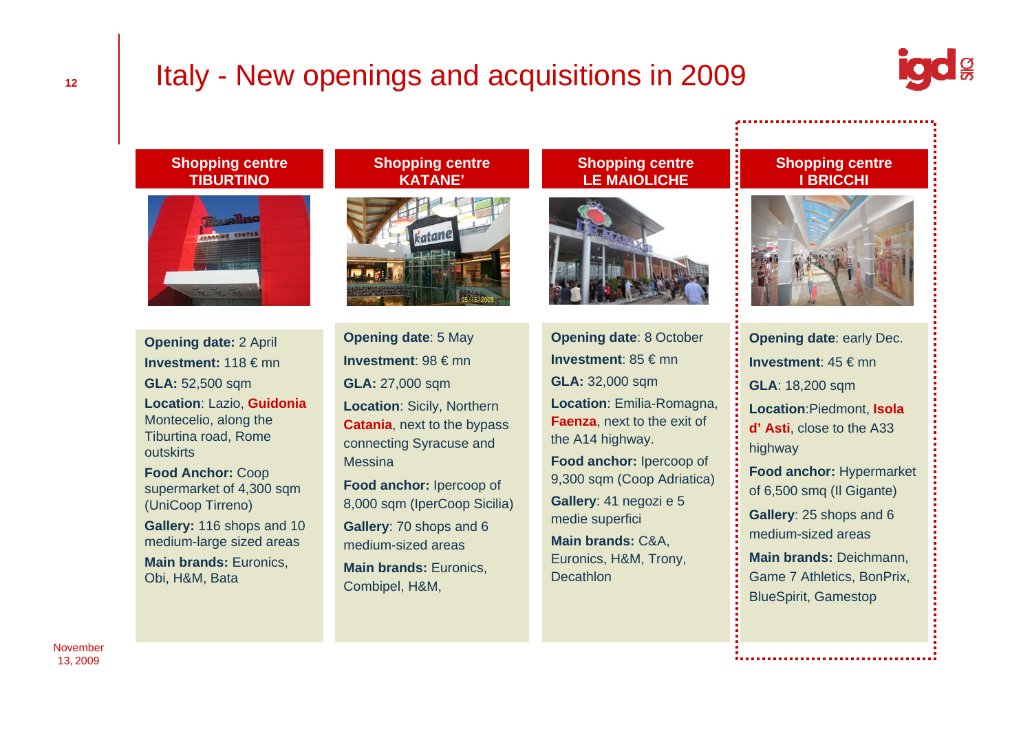# Italy - New openings and acquisitions in 2009

## Shopping centre TIBURTINO

**Opening date:** 2 April

**Investment:** 118 € mn

**GLA:** 52,500 sqm

**Location**: Lazio, **Guidonia** Montecelio, along the Tiburtina road, Rome outskirts

**Food Anchor:** Coop supermarket of 4,300 sqm (UniCoop Tirreno)

**Gallery:** 116 shops and 10 medium-large sized areas

**Main brands:** Euronics, Obi, H&M, Bata

## Shopping centre KATANE'

**Opening date**: 5 May

**Investment**: 98 € mn

**GLA:** 27,000 sqm

**Location**: Sicily, Northern **Catania**, next to the bypass connecting Syracuse and Messina

**Food anchor:** Ipercoop of 8,000 sqm (IperCoop Sicilia)

**Gallery**: 70 shops and 6 medium-sized areas

**Main brands:** Euronics, Combipel, H&M,

## Shopping centre LE MAIOLICHE

**Opening date**: 8 October

**Investment**: 85 € mn

**GLA:** 32,000 sqm

**Location**: Emilia-Romagna, **Faenza**, next to the exit of the A14 highway.

**Food anchor:** Ipercoop of 9,300 sqm (Coop Adriatica)

**Gallery**: 41 negozi e 5 medie superfici

**Main brands:** C&A, Euronics, H&M, Trony, Decathlon

## Shopping centre I BRICCHI

**Opening date**: early Dec.

**Investment**: 45 € mn

**GLA**: 18,200 sqm

**Location**:Piedmont, **Isola d' Asti**, close to the A33 highway

**Food anchor:** Hypermarket of 6,500 smq (Il Gigante)

**Gallery**: 25 shops and 6 medium-sized areas

**Main brands:** Deichmann, Game 7 Athletics, BonPrix, BlueSpirit, Gamestop

November 13, 2009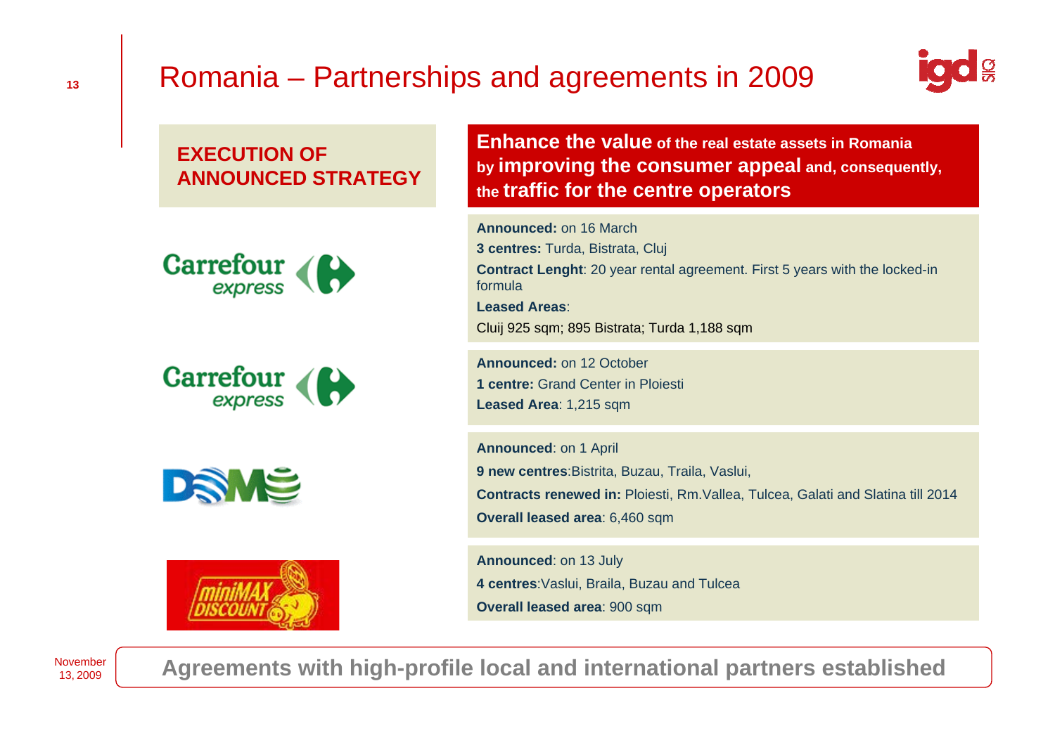# Romania – Partnerships and agreements in 2009

**EXECUTION OF ANNOUNCED STRATEGY**

**Enhance the value of the real estate assets in Romania by improving the consumer appeal and, consequently, the traffic for the centre operators**

**Carrefour express**

**Announced:** on 16 March

**3 centres:** Turda, Bistrata, Cluj

**Contract Lenght**: 20 year rental agreement. First 5 years with the locked-in formula

**Leased Areas**:

Cluij 925 sqm; 895 Bistrata; Turda 1,188 sqm

**Carrefour express**

**Announced:** on 12 October

**1 centre:** Grand Center in Ploiesti

**Leased Area**: 1,215 sqm

**DOMO**

**Announced**: on 1 April

**9 new centres**:Bistrita, Buzau, Traila, Vaslui,

**Contracts renewed in:** Ploiesti, Rm.Vallea, Tulcea, Galati and Slatina till 2014

**Overall leased area**: 6,460 sqm

**miniMAX DISCOUNT**

**Announced**: on 13 July

**4 centres**:Vaslui, Braila, Buzau and Tulcea

**Overall leased area**: 900 sqm

**Agreements with high-profile local and international partners established**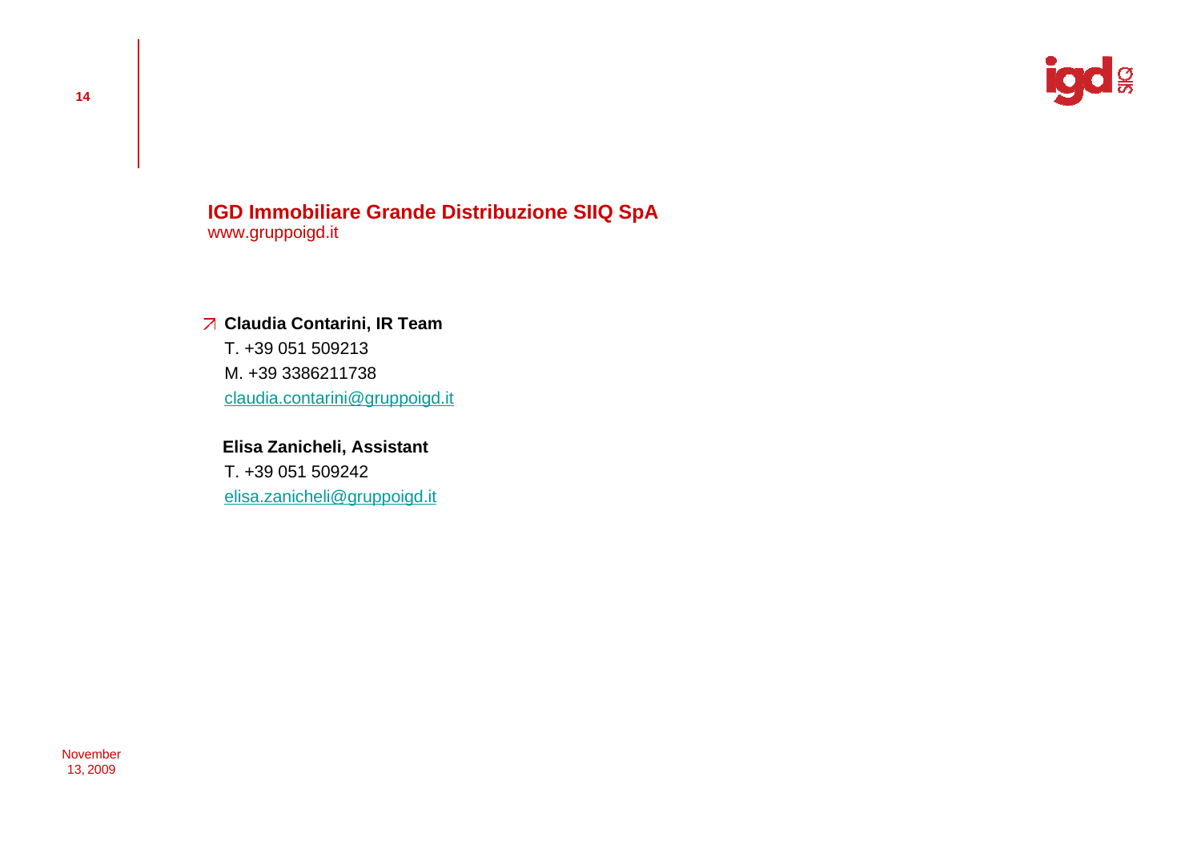**IGD Immobiliare Grande Distribuzione SIIQ SpA**
www.gruppoigd.it

↗ **Claudia Contarini, IR Team**
T. +39 051 509213
M. +39 3386211738
claudia.contarini@gruppoigd.it

**Elisa Zanicheli, Assistant**
T. +39 051 509242
elisa.zanicheli@gruppoigd.it

November 13, 2009